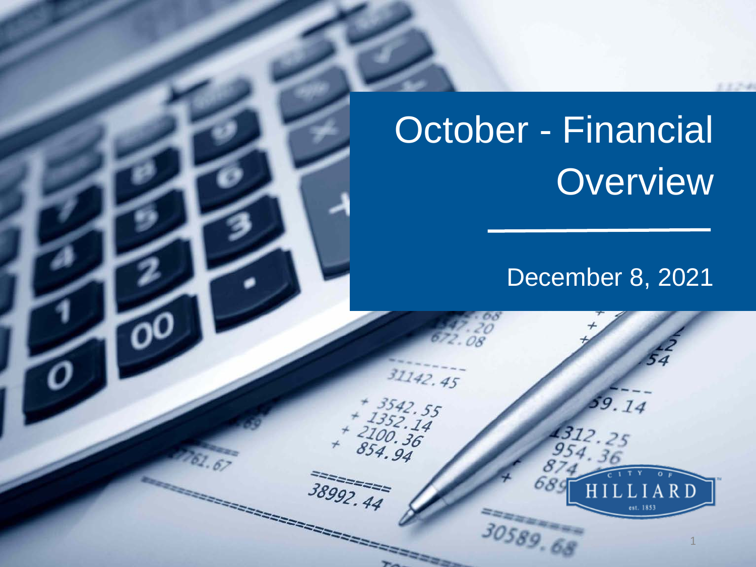# October - Financial Overview

December 8, 2021

CITY OF HILLIARD est. 1853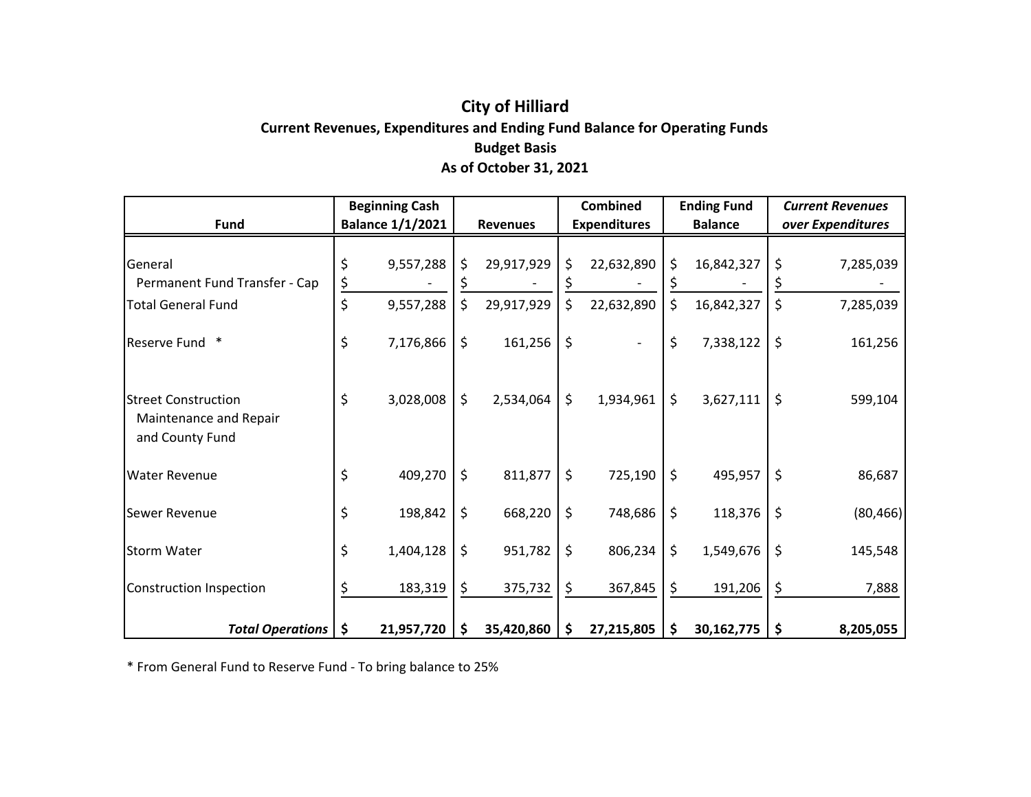# City of Hilliard

## Current Revenues, Expenditures and Ending Fund Balance for Operating Funds

### Budget Basis

### As of October 31, 2021

| Fund | Beginning Cash Balance 1/1/2021 | Revenues | Combined Expenditures | Ending Fund Balance | *Current Revenues over Expenditures* |
|---|---|---|---|---|---|
| General | $ 9,557,288 | $ 29,917,929 | $ 22,632,890 | $ 16,842,327 | $ 7,285,039 |
| Permanent Fund Transfer - Cap | $ - | $ - | $ - | $ - | $ - |
| Total General Fund | $ 9,557,288 | $ 29,917,929 | $ 22,632,890 | $ 16,842,327 | $ 7,285,039 |
| Reserve Fund * | $ 7,176,866 | $ 161,256 | $ - | $ 7,338,122 | $ 161,256 |
| Street Construction Maintenance and Repair and County Fund | $ 3,028,008 | $ 2,534,064 | $ 1,934,961 | $ 3,627,111 | $ 599,104 |
| Water Revenue | $ 409,270 | $ 811,877 | $ 725,190 | $ 495,957 | $ 86,687 |
| Sewer Revenue | $ 198,842 | $ 668,220 | $ 748,686 | $ 118,376 | $ (80,466) |
| Storm Water | $ 1,404,128 | $ 951,782 | $ 806,234 | $ 1,549,676 | $ 145,548 |
| Construction Inspection | $ 183,319 | $ 375,732 | $ 367,845 | $ 191,206 | $ 7,888 |
| ***Total Operations*** | **$ 21,957,720** | **$ 35,420,860** | **$ 27,215,805** | **$ 30,162,775** | **$ 8,205,055** |

* From General Fund to Reserve Fund - To bring balance to 25%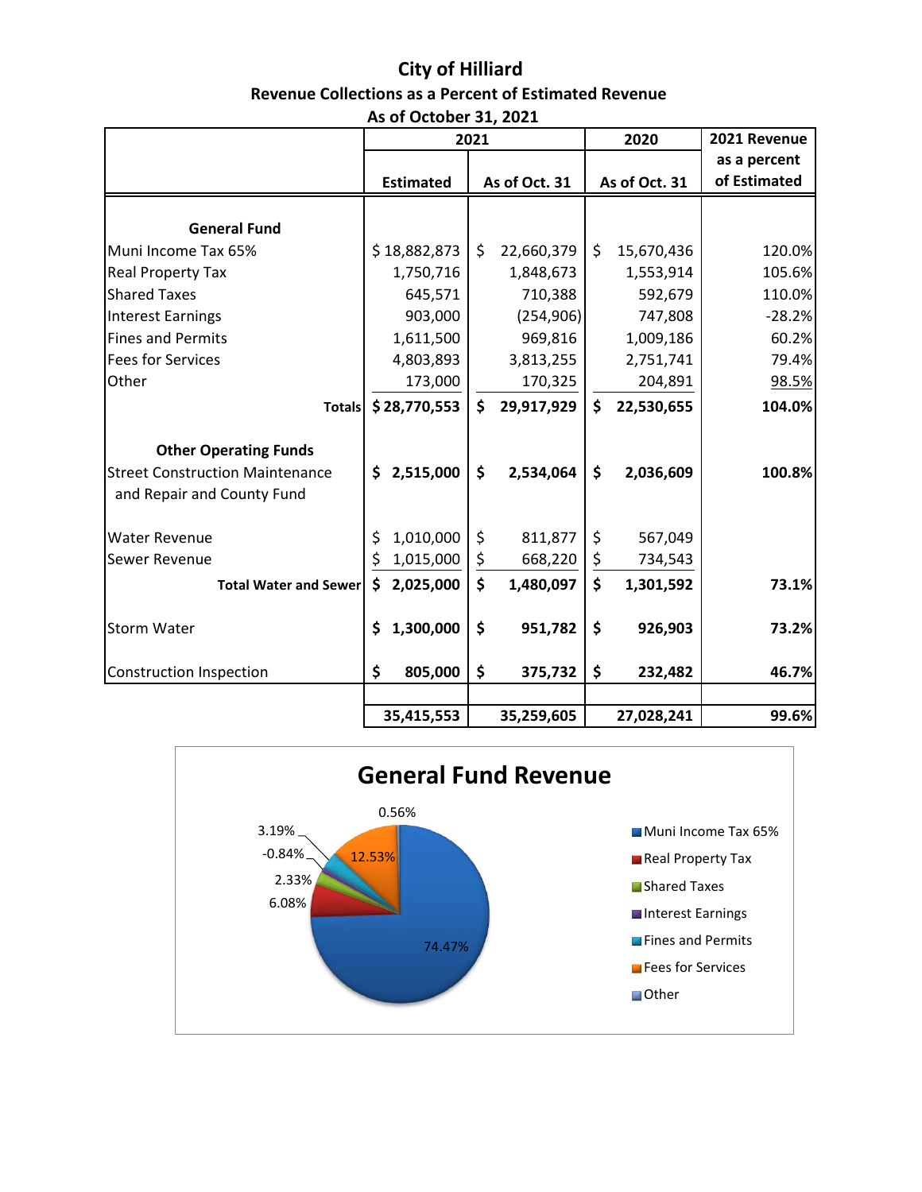# City of Hilliard

## Revenue Collections as a Percent of Estimated Revenue

### As of October 31, 2021

| | 2021 | | 2020 | 2021 Revenue as a percent of Estimated |
|---|---|---|---|---|
| | Estimated | As of Oct. 31 | As of Oct. 31 | |
| **General Fund** | | | | |
| Muni Income Tax 65% | $ 18,882,873 | $ 22,660,379 | $ 15,670,436 | 120.0% |
| Real Property Tax | 1,750,716 | 1,848,673 | 1,553,914 | 105.6% |
| Shared Taxes | 645,571 | 710,388 | 592,679 | 110.0% |
| Interest Earnings | 903,000 | (254,906) | 747,808 | -28.2% |
| Fines and Permits | 1,611,500 | 969,816 | 1,009,186 | 60.2% |
| Fees for Services | 4,803,893 | 3,813,255 | 2,751,741 | 79.4% |
| Other | 173,000 | 170,325 | 204,891 | 98.5% |
| **Totals** | **$ 28,770,553** | **$ 29,917,929** | **$ 22,530,655** | **104.0%** |
| **Other Operating Funds** | | | | |
| Street Construction Maintenance and Repair and County Fund | **$ 2,515,000** | **$ 2,534,064** | **$ 2,036,609** | **100.8%** |
| Water Revenue | $ 1,010,000 | $ 811,877 | $ 567,049 | |
| Sewer Revenue | $ 1,015,000 | $ 668,220 | $ 734,543 | |
| **Total Water and Sewer** | **$ 2,025,000** | **$ 1,480,097** | **$ 1,301,592** | **73.1%** |
| Storm Water | **$ 1,300,000** | **$ 951,782** | **$ 926,903** | **73.2%** |
| Construction Inspection | **$ 805,000** | **$ 375,732** | **$ 232,482** | **46.7%** |
| | **35,415,553** | **35,259,605** | **27,028,241** | **99.6%** |

## General Fund Revenue

| Category | Percent |
|---|---|
| Muni Income Tax 65% | 74.47% |
| Real Property Tax | 6.08% |
| Shared Taxes | 2.33% |
| Interest Earnings | -0.84% |
| Fines and Permits | 3.19% |
| Fees for Services | 12.53% |
| Other | 0.56% |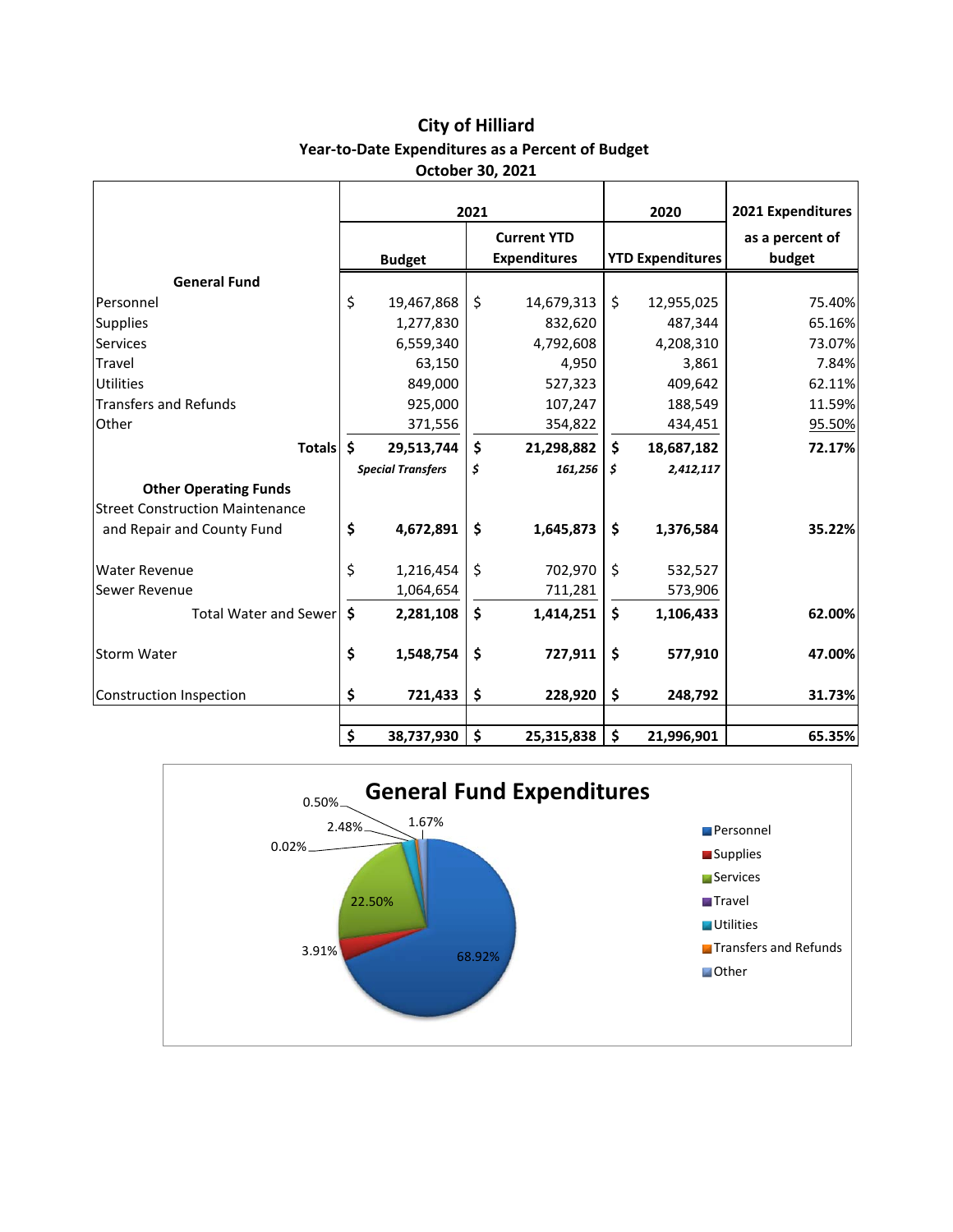# City of Hilliard

## Year-to-Date Expenditures as a Percent of Budget

### October 30, 2021

| | 2021 | | 2020 | 2021 Expenditures |
|---|---|---|---|---|
| | Budget | Current YTD Expenditures | YTD Expenditures | as a percent of budget |
| **General Fund** | | | | |
| Personnel | $ 19,467,868 | $ 14,679,313 | $ 12,955,025 | 75.40% |
| Supplies | 1,277,830 | 832,620 | 487,344 | 65.16% |
| Services | 6,559,340 | 4,792,608 | 4,208,310 | 73.07% |
| Travel | 63,150 | 4,950 | 3,861 | 7.84% |
| Utilities | 849,000 | 527,323 | 409,642 | 62.11% |
| Transfers and Refunds | 925,000 | 107,247 | 188,549 | 11.59% |
| Other | 371,556 | 354,822 | 434,451 | 95.50% |
| **Totals** | **$ 29,513,744** | **$ 21,298,882** | **$ 18,687,182** | **72.17%** |
| | ***Special Transfers*** | ***$ 161,256*** | ***$ 2,412,117*** | |
| **Other Operating Funds** | | | | |
| Street Construction Maintenance and Repair and County Fund | **$ 4,672,891** | **$ 1,645,873** | **$ 1,376,584** | **35.22%** |
| Water Revenue | $ 1,216,454 | $ 702,970 | $ 532,527 | |
| Sewer Revenue | 1,064,654 | 711,281 | 573,906 | |
| Total Water and Sewer | **$ 2,281,108** | **$ 1,414,251** | **$ 1,106,433** | **62.00%** |
| Storm Water | **$ 1,548,754** | **$ 727,911** | **$ 577,910** | **47.00%** |
| Construction Inspection | **$ 721,433** | **$ 228,920** | **$ 248,792** | **31.73%** |
| | **$ 38,737,930** | **$ 25,315,838** | **$ 21,996,901** | **65.35%** |

**General Fund Expenditures**

| Category | Percent |
|---|---|
| Personnel | 68.92% |
| Supplies | 3.91% |
| Services | 22.50% |
| Travel | 0.02% |
| Utilities | 2.48% |
| Transfers and Refunds | 0.50% |
| Other | 1.67% |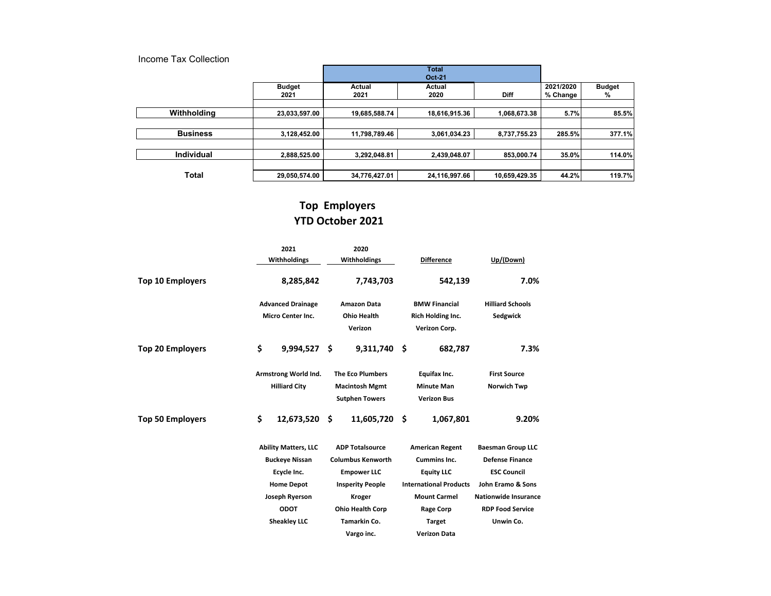Income Tax Collection

| | | Total Oct-21 | | | | |
|---|---|---|---|---|---|---|
| | Budget 2021 | Actual 2021 | Actual 2020 | Diff | 2021/2020 % Change | Budget % |
| **Withholding** | 23,033,597.00 | 19,685,588.74 | 18,616,915.36 | 1,068,673.38 | 5.7% | 85.5% |
| **Business** | 3,128,452.00 | 11,798,789.46 | 3,061,034.23 | 8,737,755.23 | 285.5% | 377.1% |
| **Individual** | 2,888,525.00 | 3,292,048.81 | 2,439,048.07 | 853,000.74 | 35.0% | 114.0% |
| **Total** | 29,050,574.00 | 34,776,427.01 | 24,116,997.66 | 10,659,429.35 | 44.2% | 119.7% |

## Top Employers
## YTD October 2021

| | 2021 Withholdings | 2020 Withholdings | Difference | Up/(Down) |
|---|---|---|---|---|
| **Top 10 Employers** | 8,285,842 | 7,743,703 | 542,139 | 7.0% |
| **Top 20 Employers** | $ 9,994,527 | $ 9,311,740 | $ 682,787 | 7.3% |
| **Top 50 Employers** | $ 12,673,520 | $ 11,605,720 | $ 1,067,801 | 9.20% |

**Top 10 Employers:**

| | | | |
|---|---|---|---|
| Advanced Drainage | Amazon Data | BMW Financial | Hilliard Schools |
| Micro Center Inc. | Ohio Health | Rich Holding Inc. | Sedgwick |
| | Verizon | Verizon Corp. | |

**Top 20 Employers:**

| | | | |
|---|---|---|---|
| Armstrong World Ind. | The Eco Plumbers | Equifax Inc. | First Source |
| Hilliard City | Macintosh Mgmt | Minute Man | Norwich Twp |
| | Sutphen Towers | Verizon Bus | |

**Top 50 Employers:**

| | | | |
|---|---|---|---|
| Ability Matters, LLC | ADP Totalsource | American Regent | Baesman Group LLC |
| Buckeye Nissan | Columbus Kenworth | Cummins Inc. | Defense Finance |
| Ecycle Inc. | Empower LLC | Equity LLC | ESC Council |
| Home Depot | Insperity People | International Products | John Eramo & Sons |
| Joseph Ryerson | Kroger | Mount Carmel | Nationwide Insurance |
| ODOT | Ohio Health Corp | Rage Corp | RDP Food Service |
| Sheakley LLC | Tamarkin Co. | Target | Unwin Co. |
| | Vargo inc. | Verizon Data | |